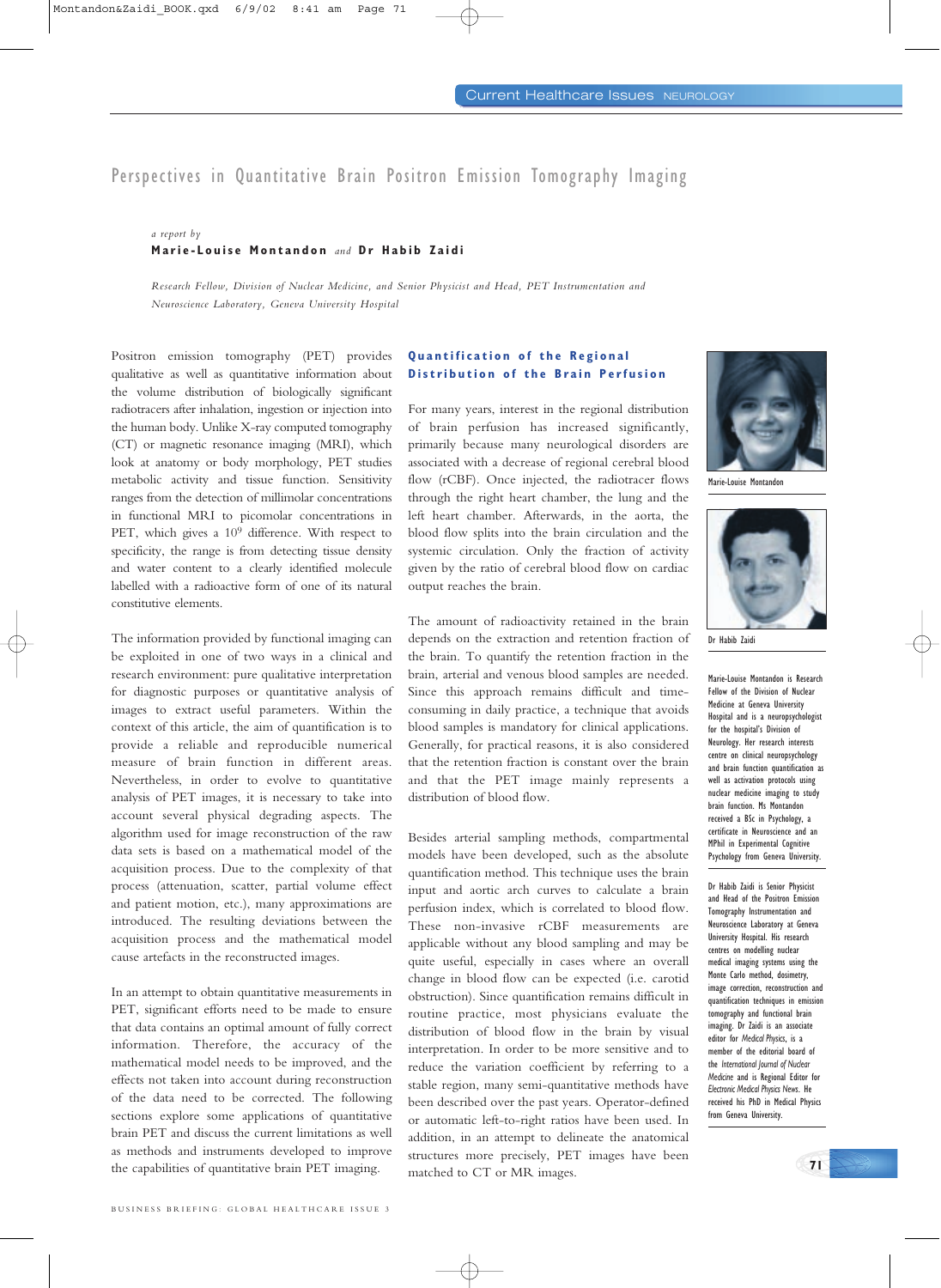# Perspectives in Quantitative Brain Positron Emission Tomography Imaging

*a report by*

**Marie-Louise Montandon** *and* **Dr Habib Zaidi**

*Research Fellow, Division of Nuclear Medicine, and Senior Physicist and Head, PET Instrumentation and Neuroscience Laboratory, Geneva University Hospital*

Positron emission tomography (PET) provides qualitative as well as quantitative information about the volume distribution of biologically significant radiotracers after inhalation, ingestion or injection into the human body. Unlike X-ray computed tomography (CT) or magnetic resonance imaging (MRI), which look at anatomy or body morphology, PET studies metabolic activity and tissue function. Sensitivity ranges from the detection of millimolar concentrations in functional MRI to picomolar concentrations in PET, which gives a $10^9$ difference. With respect to specificity, the range is from detecting tissue density and water content to a clearly identified molecule labelled with a radioactive form of one of its natural constitutive elements.

The information provided by functional imaging can be exploited in one of two ways in a clinical and research environment: pure qualitative interpretation for diagnostic purposes or quantitative analysis of images to extract useful parameters. Within the context of this article, the aim of quantification is to provide a reliable and reproducible numerical measure of brain function in different areas. Nevertheless, in order to evolve to quantitative analysis of PET images, it is necessary to take into account several physical degrading aspects. The algorithm used for image reconstruction of the raw data sets is based on a mathematical model of the acquisition process. Due to the complexity of that process (attenuation, scatter, partial volume effect and patient motion, etc.), many approximations are introduced. The resulting deviations between the acquisition process and the mathematical model cause artefacts in the reconstructed images.

In an attempt to obtain quantitative measurements in PET, significant efforts need to be made to ensure that data contains an optimal amount of fully correct information. Therefore, the accuracy of the mathematical model needs to be improved, and the effects not taken into account during reconstruction of the data need to be corrected. The following sections explore some applications of quantitative brain PET and discuss the current limitations as well as methods and instruments developed to improve the capabilities of quantitative brain PET imaging.

## Quantification of the Regional Distribution of the Brain Perfusion

For many years, interest in the regional distribution of brain perfusion has increased significantly, primarily because many neurological disorders are associated with a decrease of regional cerebral blood flow (rCBF). Once injected, the radiotracer flows through the right heart chamber, the lung and the left heart chamber. Afterwards, in the aorta, the blood flow splits into the brain circulation and the systemic circulation. Only the fraction of activity given by the ratio of cerebral blood flow on cardiac output reaches the brain.

The amount of radioactivity retained in the brain depends on the extraction and retention fraction of the brain. To quantify the retention fraction in the brain, arterial and venous blood samples are needed. Since this approach remains difficult and time-consuming in daily practice, a technique that avoids blood samples is mandatory for clinical applications. Generally, for practical reasons, it is also considered that the retention fraction is constant over the brain and that the PET image mainly represents a distribution of blood flow.

Besides arterial sampling methods, compartmental models have been developed, such as the absolute quantification method. This technique uses the brain input and aortic arch curves to calculate a brain perfusion index, which is correlated to blood flow. These non-invasive rCBF measurements are applicable without any blood sampling and may be quite useful, especially in cases where an overall change in blood flow can be expected (i.e. carotid obstruction). Since quantification remains difficult in routine practice, most physicians evaluate the distribution of blood flow in the brain by visual interpretation. In order to be more sensitive and to reduce the variation coefficient by referring to a stable region, many semi-quantitative methods have been described over the past years. Operator-defined or automatic left-to-right ratios have been used. In addition, in an attempt to delineate the anatomical structures more precisely, PET images have been matched to CT or MR images.

Marie-Louise Montandon

Dr Habib Zaidi

Marie-Louise Montandon is Research Fellow of the Division of Nuclear Medicine at Geneva University Hospital and is a neuropsychologist for the hospital's Division of Neurology. Her research interests centre on clinical neuropsychology and brain function quantification as well as activation protocols using nuclear medicine imaging to study brain function. Ms Montandon received a BSc in Psychology, a certificate in Neuroscience and an MPhil in Experimental Cognitive Psychology from Geneva University.

Dr Habib Zaidi is Senior Physicist and Head of the Positron Emission Tomography Instrumentation and Neuroscience Laboratory at Geneva University Hospital. His research centres on modelling nuclear medical imaging systems using the Monte Carlo method, dosimetry, image correction, reconstruction and quantification techniques in emission tomography and functional brain imaging. Dr Zaidi is an associate editor for *Medical Physics*, is a member of the editorial board of the *International Journal of Nuclear Medicine* and is Regional Editor for *Electronic Medical Physics News*. He received his PhD in Medical Physics from Geneva University.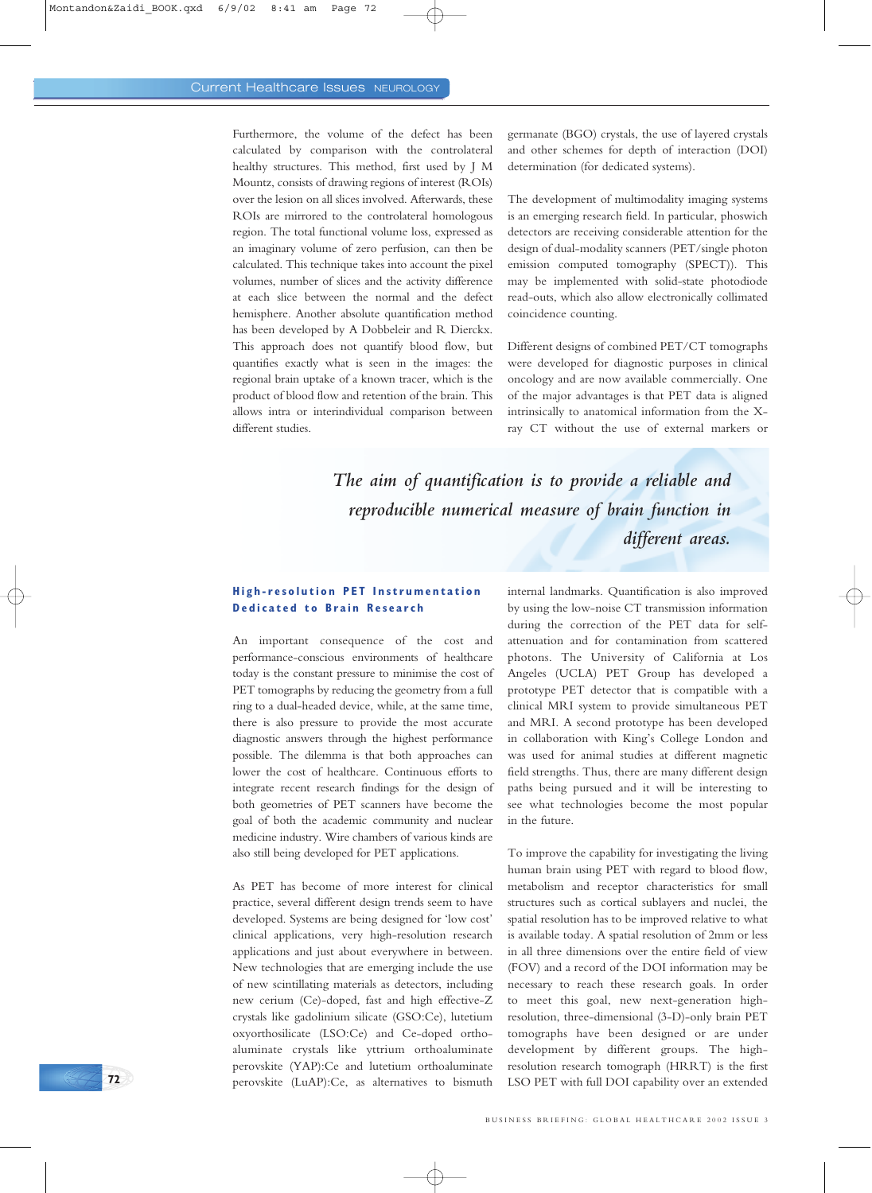Furthermore, the volume of the defect has been calculated by comparison with the controlateral healthy structures. This method, first used by J M Mountz, consists of drawing regions of interest (ROIs) over the lesion on all slices involved. Afterwards, these ROIs are mirrored to the controlateral homologous region. The total functional volume loss, expressed as an imaginary volume of zero perfusion, can then be calculated. This technique takes into account the pixel volumes, number of slices and the activity difference at each slice between the normal and the defect hemisphere. Another absolute quantification method has been developed by A Dobbeleir and R Dierckx. This approach does not quantify blood flow, but quantifies exactly what is seen in the images: the regional brain uptake of a known tracer, which is the product of blood flow and retention of the brain. This allows intra or interindividual comparison between different studies.

*The aim of quantification is to provide a reliable and reproducible numerical measure of brain function in different areas.*

## High-resolution PET Instrumentation Dedicated to Brain Research

An important consequence of the cost and performance-conscious environments of healthcare today is the constant pressure to minimise the cost of PET tomographs by reducing the geometry from a full ring to a dual-headed device, while, at the same time, there is also pressure to provide the most accurate diagnostic answers through the highest performance possible. The dilemma is that both approaches can lower the cost of healthcare. Continuous efforts to integrate recent research findings for the design of both geometries of PET scanners have become the goal of both the academic community and nuclear medicine industry. Wire chambers of various kinds are also still being developed for PET applications.

As PET has become of more interest for clinical practice, several different design trends seem to have developed. Systems are being designed for 'low cost' clinical applications, very high-resolution research applications and just about everywhere in between. New technologies that are emerging include the use of new scintillating materials as detectors, including new cerium (Ce)-doped, fast and high effective-Z crystals like gadolinium silicate (GSO:Ce), lutetium oxyorthosilicate (LSO:Ce) and Ce-doped ortho-aluminate crystals like yttrium orthoaluminate perovskite (YAP):Ce and lutetium orthoaluminate perovskite (LuAP):Ce, as alternatives to bismuth germanate (BGO) crystals, the use of layered crystals and other schemes for depth of interaction (DOI) determination (for dedicated systems).

The development of multimodality imaging systems is an emerging research field. In particular, phoswich detectors are receiving considerable attention for the design of dual-modality scanners (PET/single photon emission computed tomography (SPECT)). This may be implemented with solid-state photodiode read-outs, which also allow electronically collimated coincidence counting.

Different designs of combined PET/CT tomographs were developed for diagnostic purposes in clinical oncology and are now available commercially. One of the major advantages is that PET data is aligned intrinsically to anatomical information from the X-ray CT without the use of external markers or internal landmarks. Quantification is also improved by using the low-noise CT transmission information during the correction of the PET data for self-attenuation and for contamination from scattered photons. The University of California at Los Angeles (UCLA) PET Group has developed a prototype PET detector that is compatible with a clinical MRI system to provide simultaneous PET and MRI. A second prototype has been developed in collaboration with King's College London and was used for animal studies at different magnetic field strengths. Thus, there are many different design paths being pursued and it will be interesting to see what technologies become the most popular in the future.

To improve the capability for investigating the living human brain using PET with regard to blood flow, metabolism and receptor characteristics for small structures such as cortical sublayers and nuclei, the spatial resolution has to be improved relative to what is available today. A spatial resolution of 2mm or less in all three dimensions over the entire field of view (FOV) and a record of the DOI information may be necessary to reach these research goals. In order to meet this goal, new next-generation high-resolution, three-dimensional (3-D)-only brain PET tomographs have been designed or are under development by different groups. The high-resolution research tomograph (HRRT) is the first LSO PET with full DOI capability over an extended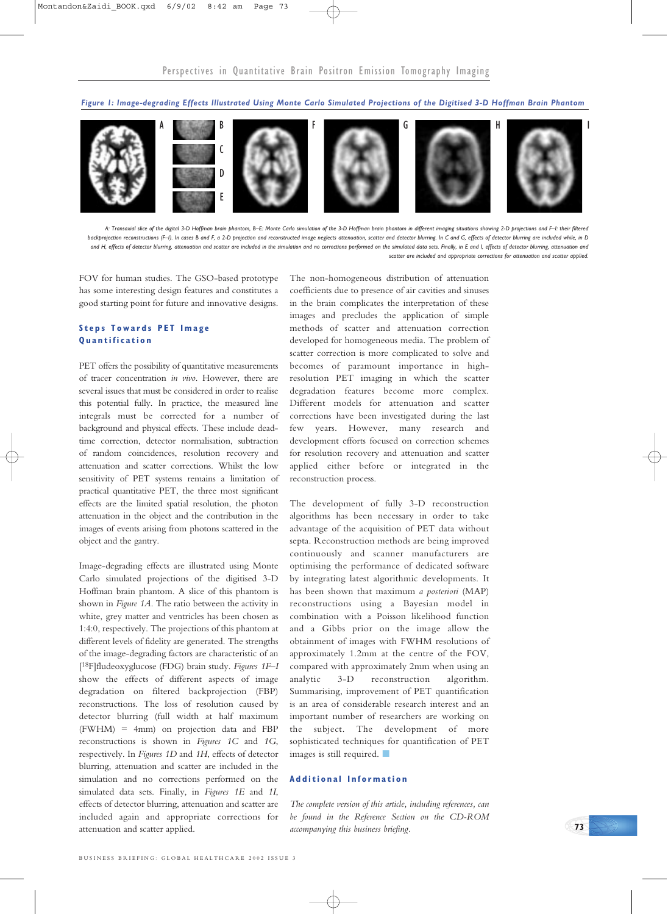*Figure 1: Image-degrading Effects Illustrated Using Monte Carlo Simulated Projections of the Digitised 3-D Hoffman Brain Phantom*

A B C D E F G H I

*A: Transaxial slice of the digital 3-D Hoffman brain phantom, B–E: Monte Carlo simulation of the 3-D Hoffman brain phantom in different imaging situations showing 2-D projections and F–I: their filtered backprojection reconstructions (F–I). In cases B and F, a 2-D projection and reconstructed image neglects attenuation, scatter and detector blurring. In C and G, effects of detector blurring are included while, in D and H, effects of detector blurring, attenuation and scatter are included in the simulation and no corrections performed on the simulated data sets. Finally, in E and I, effects of detector blurring, attenuation and scatter are included and appropriate corrections for attenuation and scatter applied.*

FOV for human studies. The GSO-based prototype has some interesting design features and constitutes a good starting point for future and innovative designs.

## Steps Towards PET Image Quantification

PET offers the possibility of quantitative measurements of tracer concentration *in vivo*. However, there are several issues that must be considered in order to realise this potential fully. In practice, the measured line integrals must be corrected for a number of background and physical effects. These include dead-time correction, detector normalisation, subtraction of random coincidences, resolution recovery and attenuation and scatter corrections. Whilst the low sensitivity of PET systems remains a limitation of practical quantitative PET, the three most significant effects are the limited spatial resolution, the photon attenuation in the object and the contribution in the images of events arising from photons scattered in the object and the gantry.

Image-degrading effects are illustrated using Monte Carlo simulated projections of the digitised 3-D Hoffman brain phantom. A slice of this phantom is shown in *Figure 1A*. The ratio between the activity in white, grey matter and ventricles has been chosen as 1:4:0, respectively. The projections of this phantom at different levels of fidelity are generated. The strengths of the image-degrading factors are characteristic of an [$^{18}$F]fludeoxyglucose (FDG) brain study. *Figures 1F–I* show the effects of different aspects of image degradation on filtered backprojection (FBP) reconstructions. The loss of resolution caused by detector blurring (full width at half maximum (FWHM) = 4mm) on projection data and FBP reconstructions is shown in *Figures 1C* and *1G*, respectively. In *Figures 1D* and *1H*, effects of detector blurring, attenuation and scatter are included in the simulation and no corrections performed on the simulated data sets. Finally, in *Figures 1E* and *1I*, effects of detector blurring, attenuation and scatter are included again and appropriate corrections for attenuation and scatter applied.

The non-homogeneous distribution of attenuation coefficients due to presence of air cavities and sinuses in the brain complicates the interpretation of these images and precludes the application of simple methods of scatter and attenuation correction developed for homogeneous media. The problem of scatter correction is more complicated to solve and becomes of paramount importance in high-resolution PET imaging in which the scatter degradation features become more complex. Different models for attenuation and scatter corrections have been investigated during the last few years. However, many research and development efforts focused on correction schemes for resolution recovery and attenuation and scatter applied either before or integrated in the reconstruction process.

The development of fully 3-D reconstruction algorithms has been necessary in order to take advantage of the acquisition of PET data without septa. Reconstruction methods are being improved continuously and scanner manufacturers are optimising the performance of dedicated software by integrating latest algorithmic developments. It has been shown that maximum *a posteriori* (MAP) reconstructions using a Bayesian model in combination with a Poisson likelihood function and a Gibbs prior on the image allow the obtainment of images with FWHM resolutions of approximately 1.2mm at the centre of the FOV, compared with approximately 2mm when using an analytic 3-D reconstruction algorithm. Summarising, improvement of PET quantification is an area of considerable research interest and an important number of researchers are working on the subject. The development of more sophisticated techniques for quantification of PET images is still required. ■

## Additional Information

*The complete version of this article, including references, can be found in the Reference Section on the CD-ROM accompanying this business briefing.*